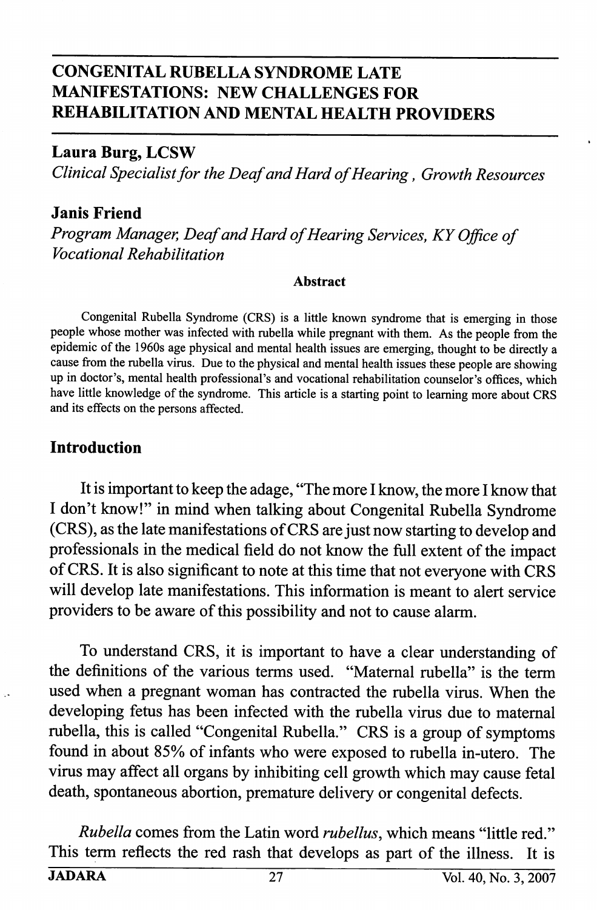# CONGENITAL RUBELLA SYNDROME LATE MANIFESTATIONS: NEW CHALLENGES FOR REHABILITATION AND MENTAL HEALTH PROVIDERS

**Laura Burg, LCSW**

*Clinical Specialist for the Deaf and Hard of Hearing, Growth Resources*

**Janis Friend**

*Program Manager, Deaf and Hard of Hearing Services, KY Office of Vocational Rehabilitation*

**Abstract**

Congenital Rubella Syndrome (CRS) is a little known syndrome that is emerging in those people whose mother was infected with rubella while pregnant with them. As the people from the epidemic of the 1960s age physical and mental health issues are emerging, thought to be directly a cause from the rubella virus. Due to the physical and mental health issues these people are showing up in doctor's, mental health professional's and vocational rehabilitation counselor's offices, which have little knowledge of the syndrome. This article is a starting point to learning more about CRS and its effects on the persons affected.

## Introduction

It is important to keep the adage, "The more I know, the more I know that I don't know!" in mind when talking about Congenital Rubella Syndrome (CRS), as the late manifestations of CRS are just now starting to develop and professionals in the medical field do not know the full extent of the impact of CRS. It is also significant to note at this time that not everyone with CRS will develop late manifestations. This information is meant to alert service providers to be aware of this possibility and not to cause alarm.

To understand CRS, it is important to have a clear understanding of the definitions of the various terms used. "Maternal rubella" is the term used when a pregnant woman has contracted the rubella virus. When the developing fetus has been infected with the rubella virus due to maternal rubella, this is called "Congenital Rubella." CRS is a group of symptoms found in about 85% of infants who were exposed to rubella in-utero. The virus may affect all organs by inhibiting cell growth which may cause fetal death, spontaneous abortion, premature delivery or congenital defects.

*Rubella* comes from the Latin word *rubellus*, which means "little red." This term reflects the red rash that develops as part of the illness. It is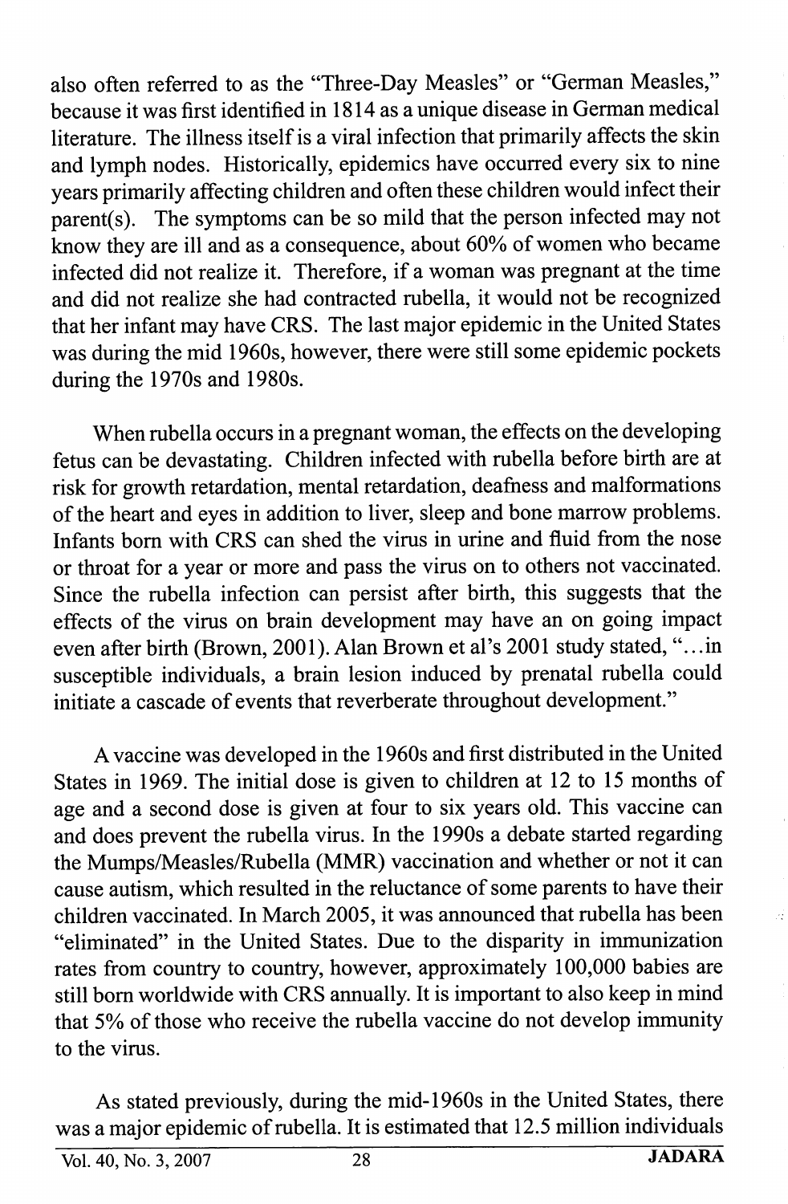also often referred to as the "Three-Day Measles" or "German Measles," because it was first identified in 1814 as a unique disease in German medical literature. The illness itself is a viral infection that primarily affects the skin and lymph nodes. Historically, epidemics have occurred every six to nine years primarily affecting children and often these children would infect their parent(s). The symptoms can be so mild that the person infected may not know they are ill and as a consequence, about 60% of women who became infected did not realize it. Therefore, if a woman was pregnant at the time and did not realize she had contracted rubella, it would not be recognized that her infant may have CRS. The last major epidemic in the United States was during the mid 1960s, however, there were still some epidemic pockets during the 1970s and 1980s.

When rubella occurs in a pregnant woman, the effects on the developing fetus can be devastating. Children infected with rubella before birth are at risk for growth retardation, mental retardation, deafness and malformations of the heart and eyes in addition to liver, sleep and bone marrow problems. Infants born with CRS can shed the virus in urine and fluid from the nose or throat for a year or more and pass the virus on to others not vaccinated. Since the rubella infection can persist after birth, this suggests that the effects of the virus on brain development may have an on going impact even after birth (Brown, 2001). Alan Brown et al's 2001 study stated, "...in susceptible individuals, a brain lesion induced by prenatal rubella could initiate a cascade of events that reverberate throughout development."

A vaccine was developed in the 1960s and first distributed in the United States in 1969. The initial dose is given to children at 12 to 15 months of age and a second dose is given at four to six years old. This vaccine can and does prevent the rubella virus. In the 1990s a debate started regarding the Mumps/Measles/Rubella (MMR) vaccination and whether or not it can cause autism, which resulted in the reluctance of some parents to have their children vaccinated. In March 2005, it was announced that rubella has been "eliminated" in the United States. Due to the disparity in immunization rates from country to country, however, approximately 100,000 babies are still born worldwide with CRS annually. It is important to also keep in mind that 5% of those who receive the rubella vaccine do not develop immunity to the virus.

As stated previously, during the mid-1960s in the United States, there was a major epidemic of rubella. It is estimated that 12.5 million individuals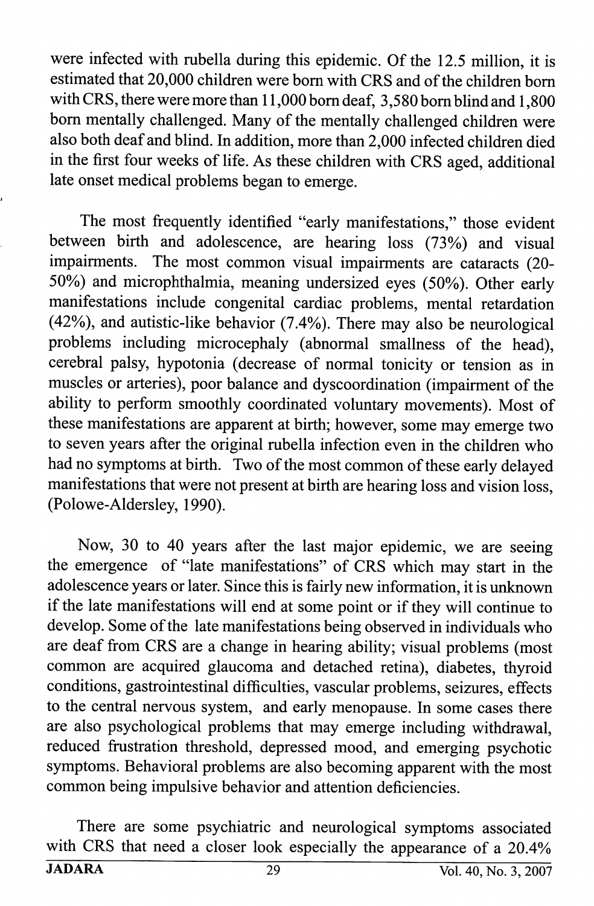were infected with rubella during this epidemic. Of the 12.5 million, it is estimated that 20,000 children were born with CRS and of the children born with CRS, there were more than 11,000 born deaf, 3,580 born blind and 1,800 born mentally challenged. Many of the mentally challenged children were also both deaf and blind. In addition, more than 2,000 infected children died in the first four weeks of life. As these children with CRS aged, additional late onset medical problems began to emerge.

The most frequently identified "early manifestations," those evident between birth and adolescence, are hearing loss (73%) and visual impairments. The most common visual impairments are cataracts (20-50%) and microphthalmia, meaning undersized eyes (50%). Other early manifestations include congenital cardiac problems, mental retardation (42%), and autistic-like behavior (7.4%). There may also be neurological problems including microcephaly (abnormal smallness of the head), cerebral palsy, hypotonia (decrease of normal tonicity or tension as in muscles or arteries), poor balance and dyscoordination (impairment of the ability to perform smoothly coordinated voluntary movements). Most of these manifestations are apparent at birth; however, some may emerge two to seven years after the original rubella infection even in the children who had no symptoms at birth. Two of the most common of these early delayed manifestations that were not present at birth are hearing loss and vision loss, (Polowe-Aldersley, 1990).

Now, 30 to 40 years after the last major epidemic, we are seeing the emergence of "late manifestations" of CRS which may start in the adolescence years or later. Since this is fairly new information, it is unknown if the late manifestations will end at some point or if they will continue to develop. Some of the late manifestations being observed in individuals who are deaf from CRS are a change in hearing ability; visual problems (most common are acquired glaucoma and detached retina), diabetes, thyroid conditions, gastrointestinal difficulties, vascular problems, seizures, effects to the central nervous system, and early menopause. In some cases there are also psychological problems that may emerge including withdrawal, reduced frustration threshold, depressed mood, and emerging psychotic symptoms. Behavioral problems are also becoming apparent with the most common being impulsive behavior and attention deficiencies.

There are some psychiatric and neurological symptoms associated with CRS that need a closer look especially the appearance of a 20.4%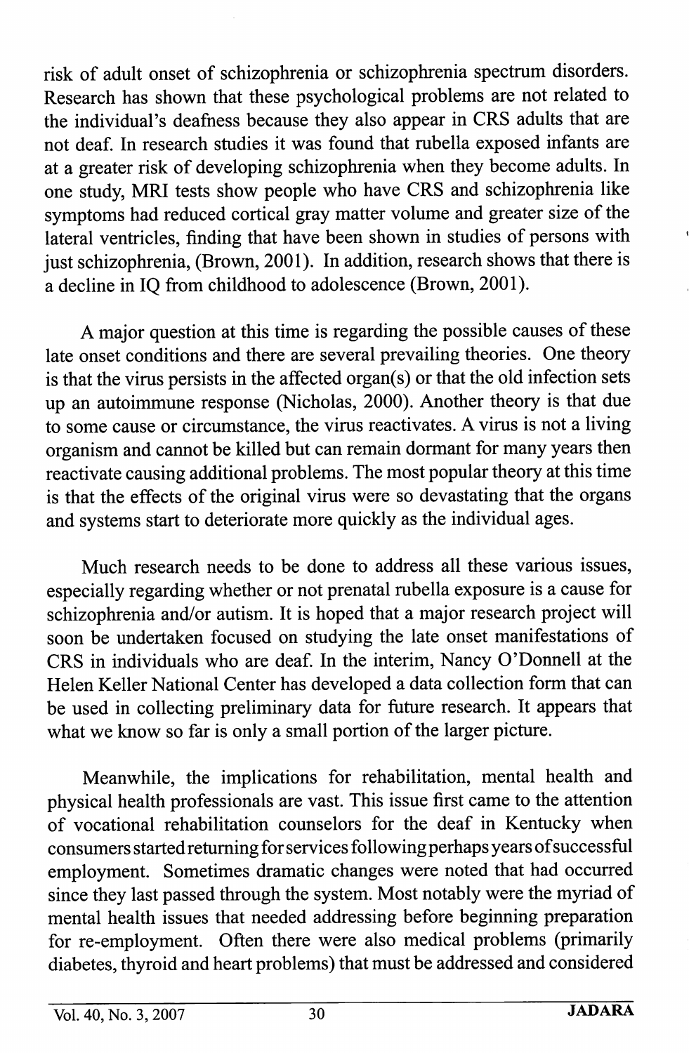risk of adult onset of schizophrenia or schizophrenia spectrum disorders. Research has shown that these psychological problems are not related to the individual's deafness because they also appear in CRS adults that are not deaf. In research studies it was found that rubella exposed infants are at a greater risk of developing schizophrenia when they become adults. In one study, MRI tests show people who have CRS and schizophrenia like symptoms had reduced cortical gray matter volume and greater size of the lateral ventricles, finding that have been shown in studies of persons with just schizophrenia, (Brown, 2001). In addition, research shows that there is a decline in IQ from childhood to adolescence (Brown, 2001).

A major question at this time is regarding the possible causes of these late onset conditions and there are several prevailing theories. One theory is that the virus persists in the affected organ(s) or that the old infection sets up an autoimmune response (Nicholas, 2000). Another theory is that due to some cause or circumstance, the virus reactivates. A virus is not a living organism and cannot be killed but can remain dormant for many years then reactivate causing additional problems. The most popular theory at this time is that the effects of the original virus were so devastating that the organs and systems start to deteriorate more quickly as the individual ages.

Much research needs to be done to address all these various issues, especially regarding whether or not prenatal rubella exposure is a cause for schizophrenia and/or autism. It is hoped that a major research project will soon be undertaken focused on studying the late onset manifestations of CRS in individuals who are deaf. In the interim, Nancy O'Donnell at the Helen Keller National Center has developed a data collection form that can be used in collecting preliminary data for future research. It appears that what we know so far is only a small portion of the larger picture.

Meanwhile, the implications for rehabilitation, mental health and physical health professionals are vast. This issue first came to the attention of vocational rehabilitation counselors for the deaf in Kentucky when consumers started returning for services following perhaps years of successful employment. Sometimes dramatic changes were noted that had occurred since they last passed through the system. Most notably were the myriad of mental health issues that needed addressing before beginning preparation for re-employment. Often there were also medical problems (primarily diabetes, thyroid and heart problems) that must be addressed and considered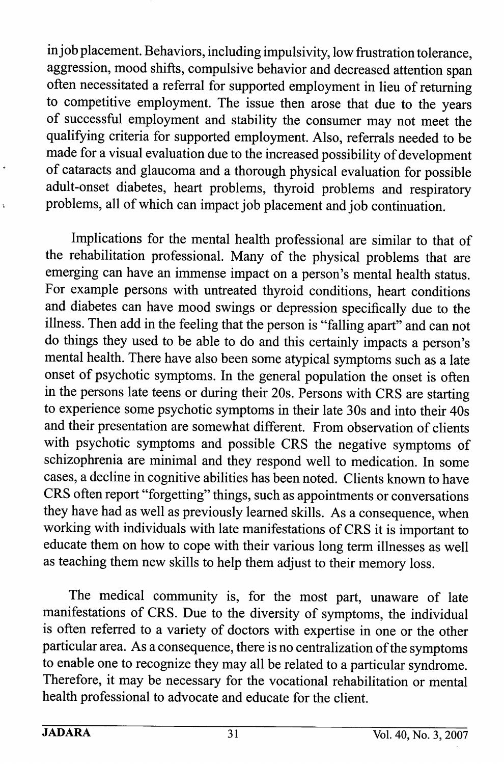in job placement. Behaviors, including impulsivity, low frustration tolerance, aggression, mood shifts, compulsive behavior and decreased attention span often necessitated a referral for supported employment in lieu of returning to competitive employment. The issue then arose that due to the years of successful employment and stability the consumer may not meet the qualifying criteria for supported employment. Also, referrals needed to be made for a visual evaluation due to the increased possibility of development of cataracts and glaucoma and a thorough physical evaluation for possible adult-onset diabetes, heart problems, thyroid problems and respiratory problems, all of which can impact job placement and job continuation.

Implications for the mental health professional are similar to that of the rehabilitation professional. Many of the physical problems that are emerging can have an immense impact on a person's mental health status. For example persons with untreated thyroid conditions, heart conditions and diabetes can have mood swings or depression specifically due to the illness. Then add in the feeling that the person is "falling apart" and can not do things they used to be able to do and this certainly impacts a person's mental health. There have also been some atypical symptoms such as a late onset of psychotic symptoms. In the general population the onset is often in the persons late teens or during their 20s. Persons with CRS are starting to experience some psychotic symptoms in their late 30s and into their 40s and their presentation are somewhat different. From observation of clients with psychotic symptoms and possible CRS the negative symptoms of schizophrenia are minimal and they respond well to medication. In some cases, a decline in cognitive abilities has been noted. Clients known to have CRS often report "forgetting" things, such as appointments or conversations they have had as well as previously learned skills. As a consequence, when working with individuals with late manifestations of CRS it is important to educate them on how to cope with their various long term illnesses as well as teaching them new skills to help them adjust to their memory loss.

The medical community is, for the most part, unaware of late manifestations of CRS. Due to the diversity of symptoms, the individual is often referred to a variety of doctors with expertise in one or the other particular area. As a consequence, there is no centralization of the symptoms to enable one to recognize they may all be related to a particular syndrome. Therefore, it may be necessary for the vocational rehabilitation or mental health professional to advocate and educate for the client.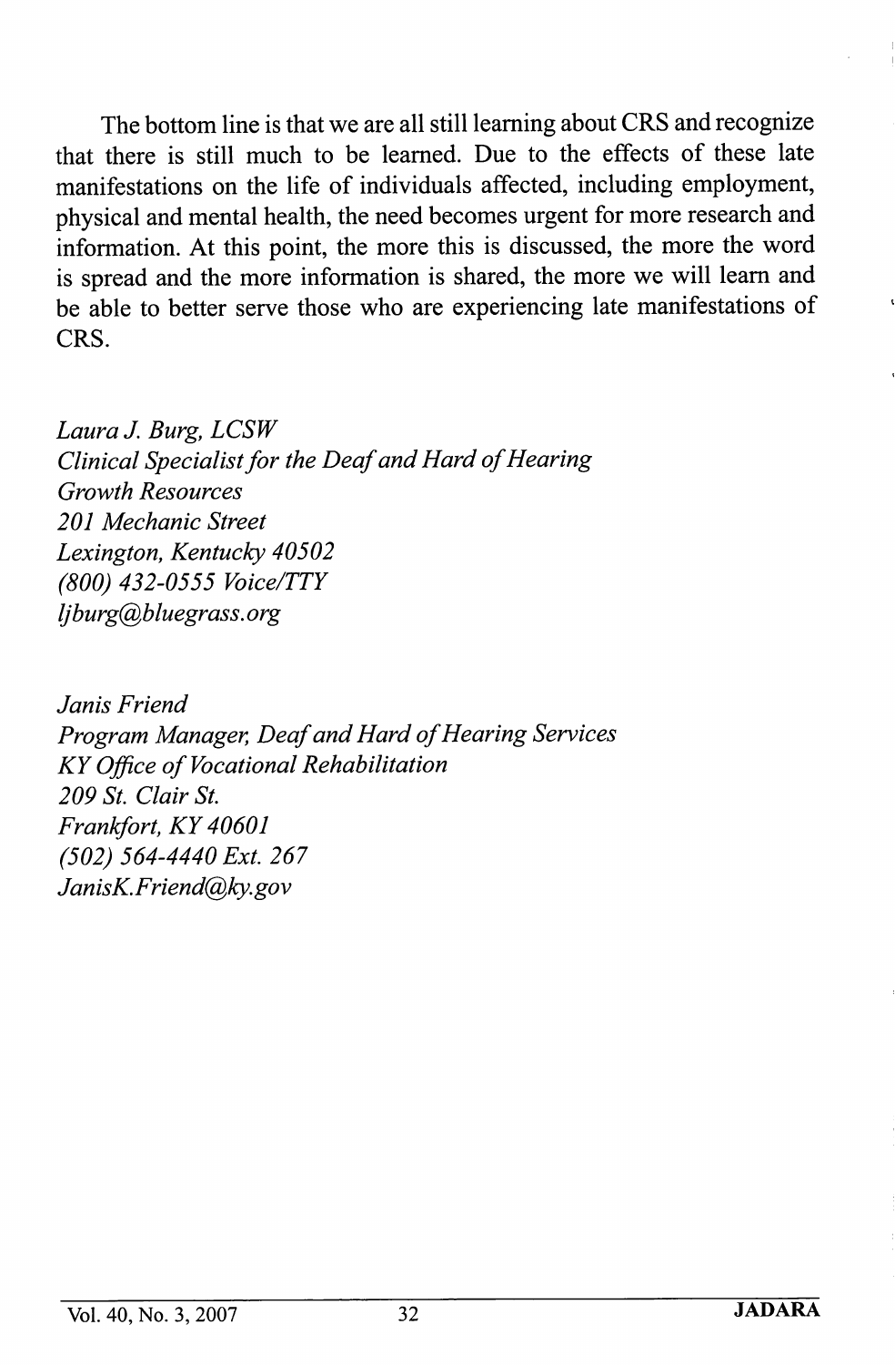The bottom line is that we are all still learning about CRS and recognize that there is still much to be learned. Due to the effects of these late manifestations on the life of individuals affected, including employment, physical and mental health, the need becomes urgent for more research and information. At this point, the more this is discussed, the more the word is spread and the more information is shared, the more we will learn and be able to better serve those who are experiencing late manifestations of CRS.

*Laura J. Burg, LCSW*
*Clinical Specialist for the Deaf and Hard of Hearing*
*Growth Resources*
*201 Mechanic Street*
*Lexington, Kentucky 40502*
*(800) 432-0555 Voice/TTY*
*ljburg@bluegrass.org*

*Janis Friend*
*Program Manager, Deaf and Hard of Hearing Services*
*KY Office of Vocational Rehabilitation*
*209 St. Clair St.*
*Frankfort, KY 40601*
*(502) 564-4440 Ext. 267*
*JanisK.Friend@ky.gov*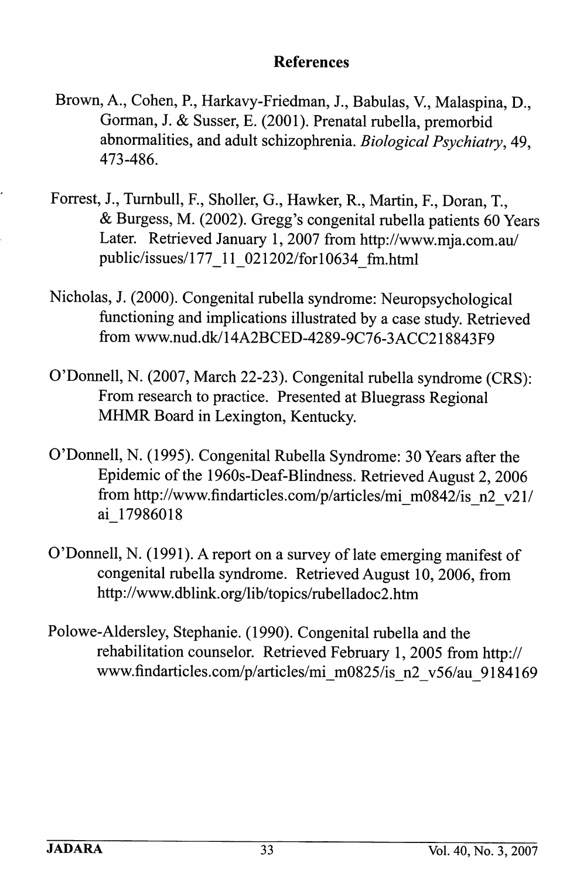## References

Brown, A., Cohen, P., Harkavy-Friedman, J., Babulas, V., Malaspina, D., Gorman, J. & Susser, E. (2001). Prenatal rubella, premorbid abnormalities, and adult schizophrenia. *Biological Psychiatry*, 49, 473-486.

Forrest, J., Turnbull, F., Sholler, G., Hawker, R., Martin, F., Doran, T., & Burgess, M. (2002). Gregg's congenital rubella patients 60 Years Later. Retrieved January 1, 2007 from http://www.mja.com.au/public/issues/177_11_021202/for10634_fm.html

Nicholas, J. (2000). Congenital rubella syndrome: Neuropsychological functioning and implications illustrated by a case study. Retrieved from www.nud.dk/14A2BCED-4289-9C76-3ACC218843F9

O'Donnell, N. (2007, March 22-23). Congenital rubella syndrome (CRS): From research to practice. Presented at Bluegrass Regional MHMR Board in Lexington, Kentucky.

O'Donnell, N. (1995). Congenital Rubella Syndrome: 30 Years after the Epidemic of the 1960s-Deaf-Blindness. Retrieved August 2, 2006 from http://www.findarticles.com/p/articles/mi_m0842/is_n2_v21/ai_17986018

O'Donnell, N. (1991). A report on a survey of late emerging manifest of congenital rubella syndrome. Retrieved August 10, 2006, from http://www.dblink.org/lib/topics/rubelladoc2.htm

Polowe-Aldersley, Stephanie. (1990). Congenital rubella and the rehabilitation counselor. Retrieved February 1, 2005 from http://www.findarticles.com/p/articles/mi_m0825/is_n2_v56/au_9184169